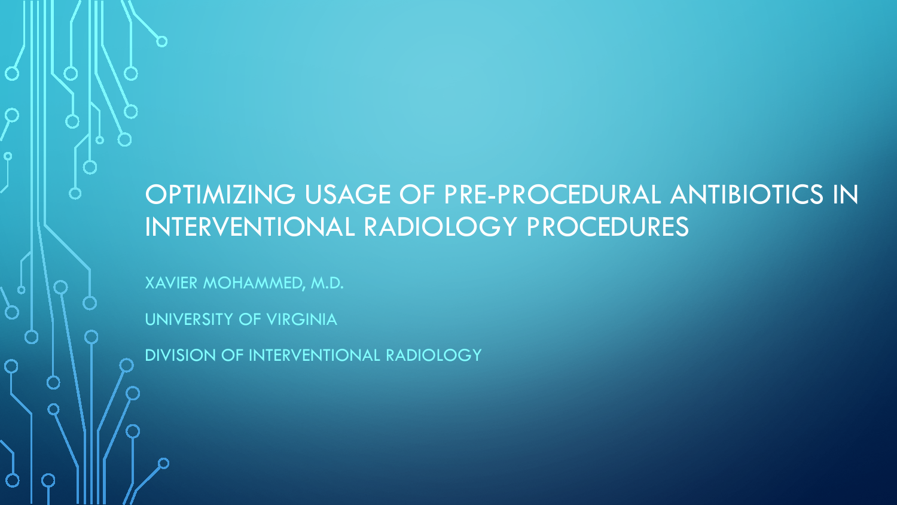# OPTIMIZING USAGE OF PRE-PROCEDURAL ANTIBIOTICS IN INTERVENTIONAL RADIOLOGY PROCEDURES

XAVIER MOHAMMED, M.D.

UNIVERSITY OF VIRGINIA

DIVISION OF INTERVENTIONAL RADIOLOGY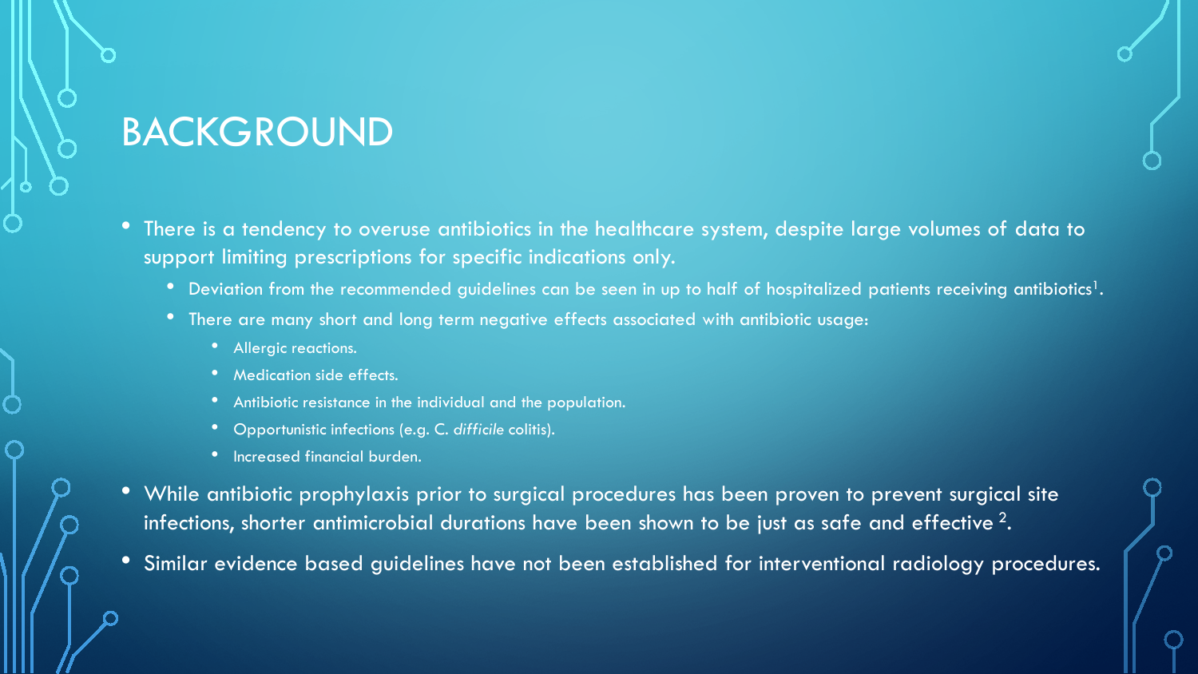# BACKGROUND

- There is a tendency to overuse antibiotics in the healthcare system, despite large volumes of data to support limiting prescriptions for specific indications only.
  - Deviation from the recommended guidelines can be seen in up to half of hospitalized patients receiving antibiotics[1].
  - There are many short and long term negative effects associated with antibiotic usage:
    - Allergic reactions.
    - Medication side effects.
    - Antibiotic resistance in the individual and the population.
    - Opportunistic infections (e.g. C. *difficile* colitis).
    - Increased financial burden.
- While antibiotic prophylaxis prior to surgical procedures has been proven to prevent surgical site infections, shorter antimicrobial durations have been shown to be just as safe and effective [2].
- Similar evidence based guidelines have not been established for interventional radiology procedures.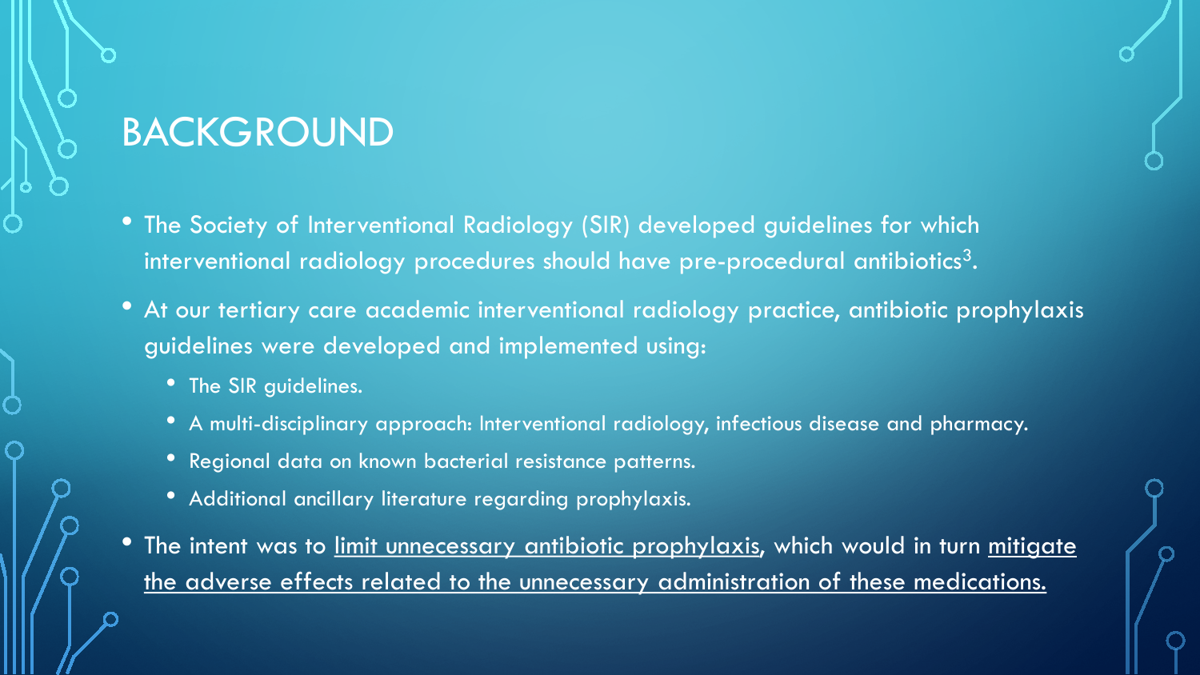# BACKGROUND

- The Society of Interventional Radiology (SIR) developed guidelines for which interventional radiology procedures should have pre-procedural antibiotics[3].
- At our tertiary care academic interventional radiology practice, antibiotic prophylaxis guidelines were developed and implemented using:
  - The SIR guidelines.
  - A multi-disciplinary approach: Interventional radiology, infectious disease and pharmacy.
  - Regional data on known bacterial resistance patterns.
  - Additional ancillary literature regarding prophylaxis.
- The intent was to limit unnecessary antibiotic prophylaxis, which would in turn mitigate the adverse effects related to the unnecessary administration of these medications.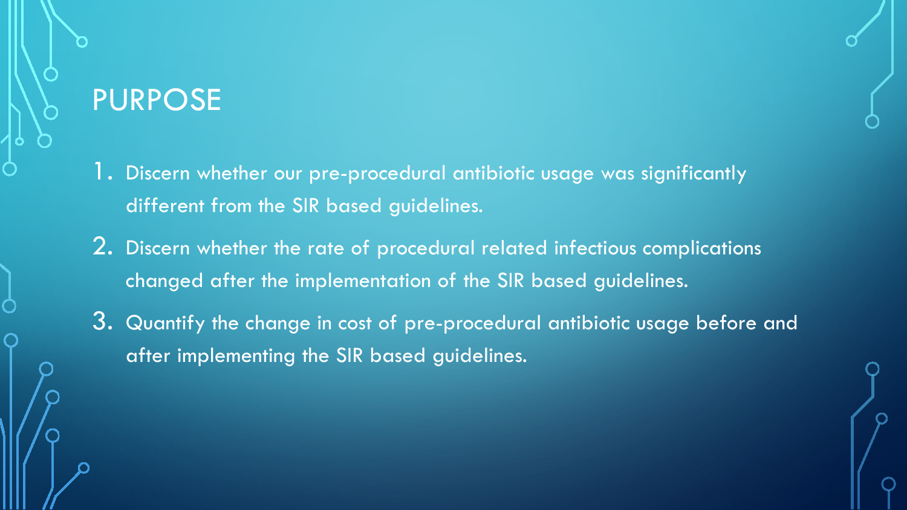# PURPOSE

1. Discern whether our pre-procedural antibiotic usage was significantly different from the SIR based guidelines.
2. Discern whether the rate of procedural related infectious complications changed after the implementation of the SIR based guidelines.
3. Quantify the change in cost of pre-procedural antibiotic usage before and after implementing the SIR based guidelines.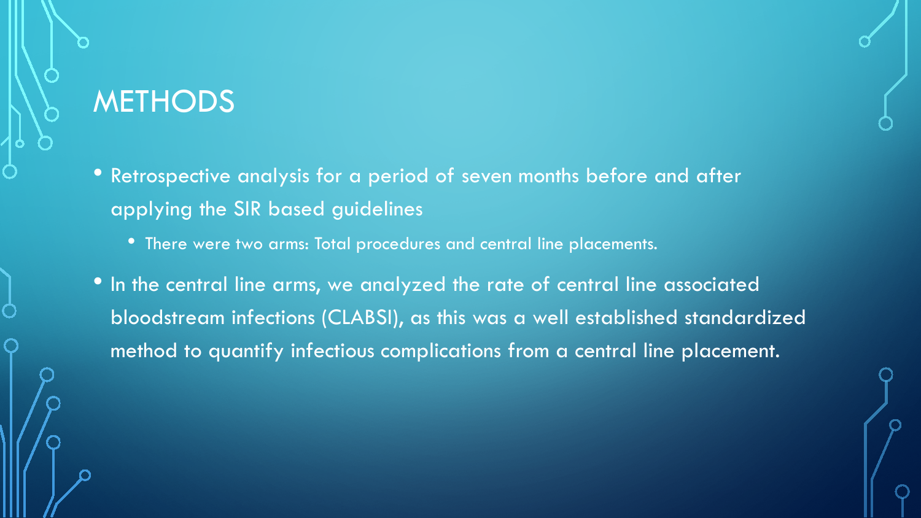# METHODS

- Retrospective analysis for a period of seven months before and after applying the SIR based guidelines
  - There were two arms: Total procedures and central line placements.
- In the central line arms, we analyzed the rate of central line associated bloodstream infections (CLABSI), as this was a well established standardized method to quantify infectious complications from a central line placement.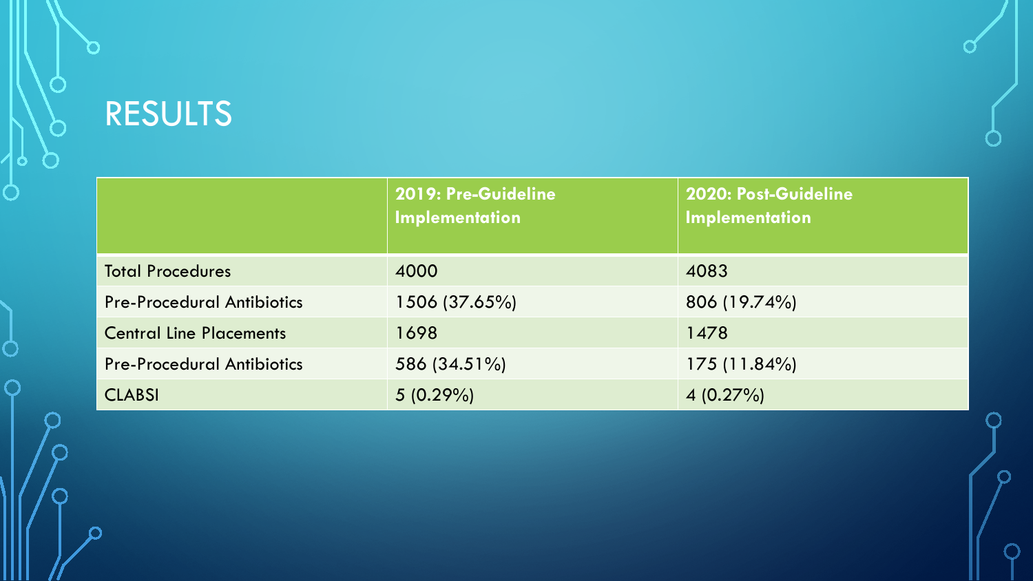# RESULTS

| | **2019: Pre-Guideline Implementation** | **2020: Post-Guideline Implementation** |
|---|---|---|
| Total Procedures | 4000 | 4083 |
| Pre-Procedural Antibiotics | 1506 (37.65%) | 806 (19.74%) |
| Central Line Placements | 1698 | 1478 |
| Pre-Procedural Antibiotics | 586 (34.51%) | 175 (11.84%) |
| CLABSI | 5 (0.29%) | 4 (0.27%) |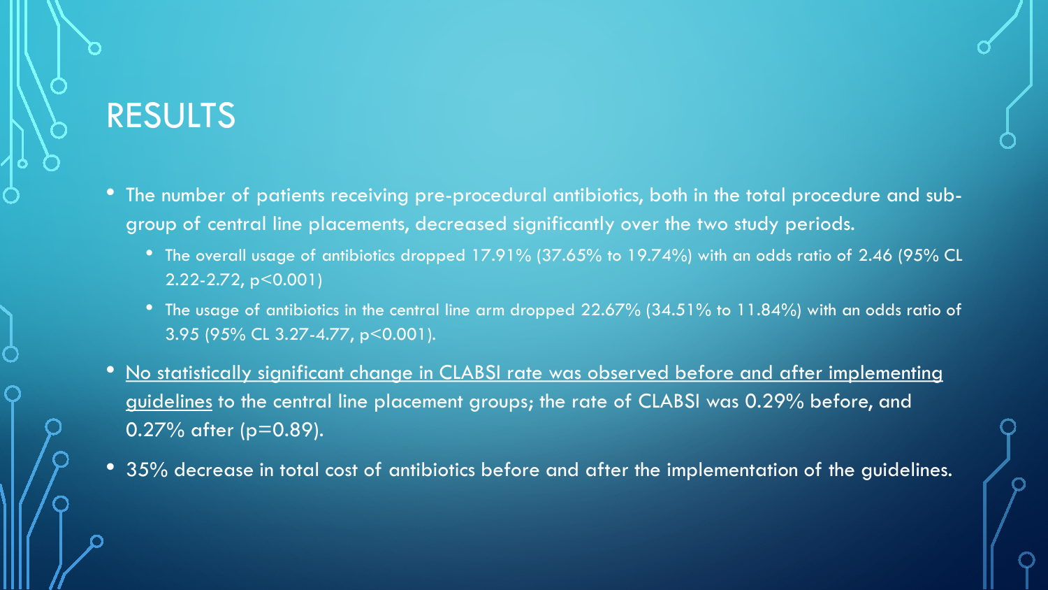# RESULTS

- The number of patients receiving pre-procedural antibiotics, both in the total procedure and sub-group of central line placements, decreased significantly over the two study periods.
  - The overall usage of antibiotics dropped 17.91% (37.65% to 19.74%) with an odds ratio of 2.46 (95% CL 2.22-2.72, $p<0.001$)
  - The usage of antibiotics in the central line arm dropped 22.67% (34.51% to 11.84%) with an odds ratio of 3.95 (95% CL 3.27-4.77, $p<0.001$).
- <u>No statistically significant change in CLABSI rate was observed before and after implementing guidelines</u> to the central line placement groups; the rate of CLABSI was 0.29% before, and 0.27% after ($p=0.89$).
- 35% decrease in total cost of antibiotics before and after the implementation of the guidelines.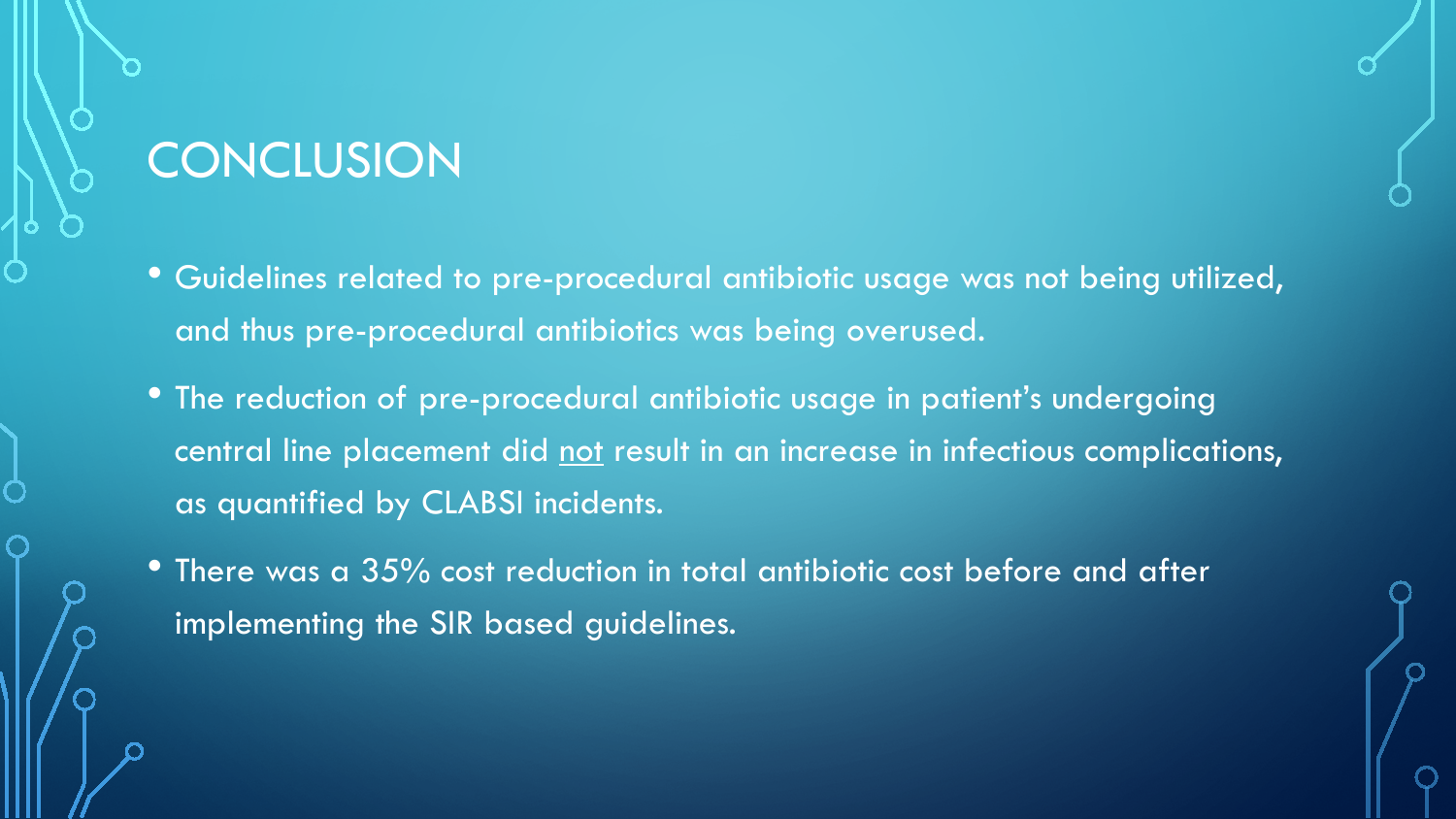# CONCLUSION

- Guidelines related to pre-procedural antibiotic usage was not being utilized, and thus pre-procedural antibiotics was being overused.
- The reduction of pre-procedural antibiotic usage in patient's undergoing central line placement did <u>not</u> result in an increase in infectious complications, as quantified by CLABSI incidents.
- There was a 35% cost reduction in total antibiotic cost before and after implementing the SIR based guidelines.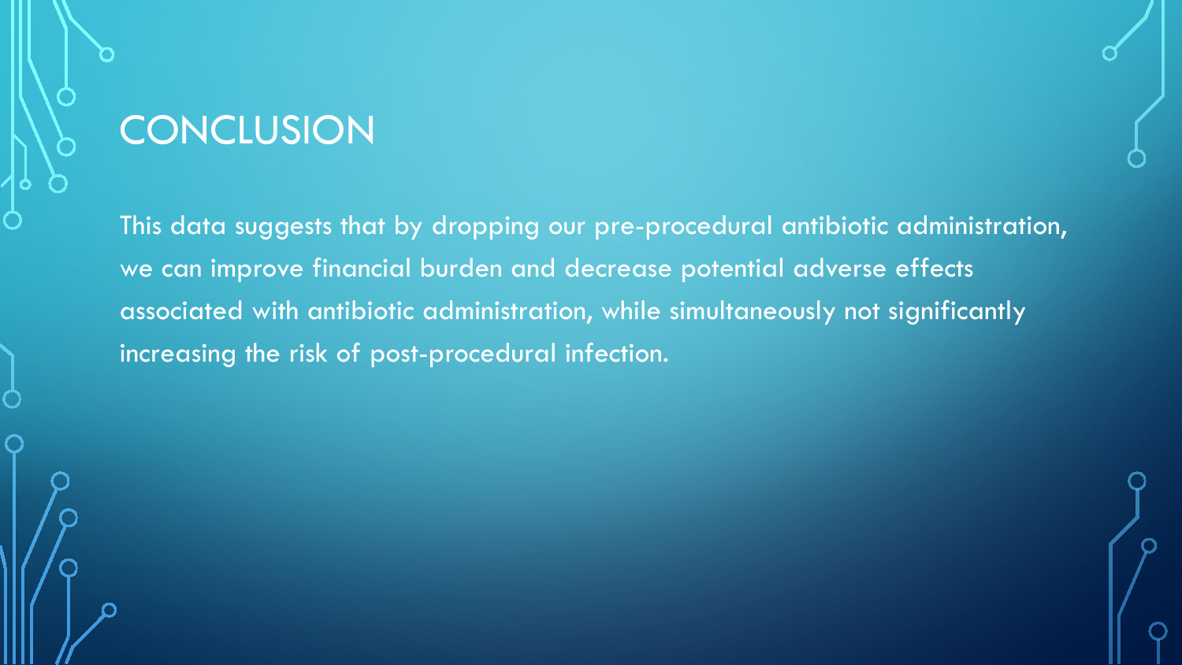# CONCLUSION

This data suggests that by dropping our pre-procedural antibiotic administration, we can improve financial burden and decrease potential adverse effects associated with antibiotic administration, while simultaneously not significantly increasing the risk of post-procedural infection.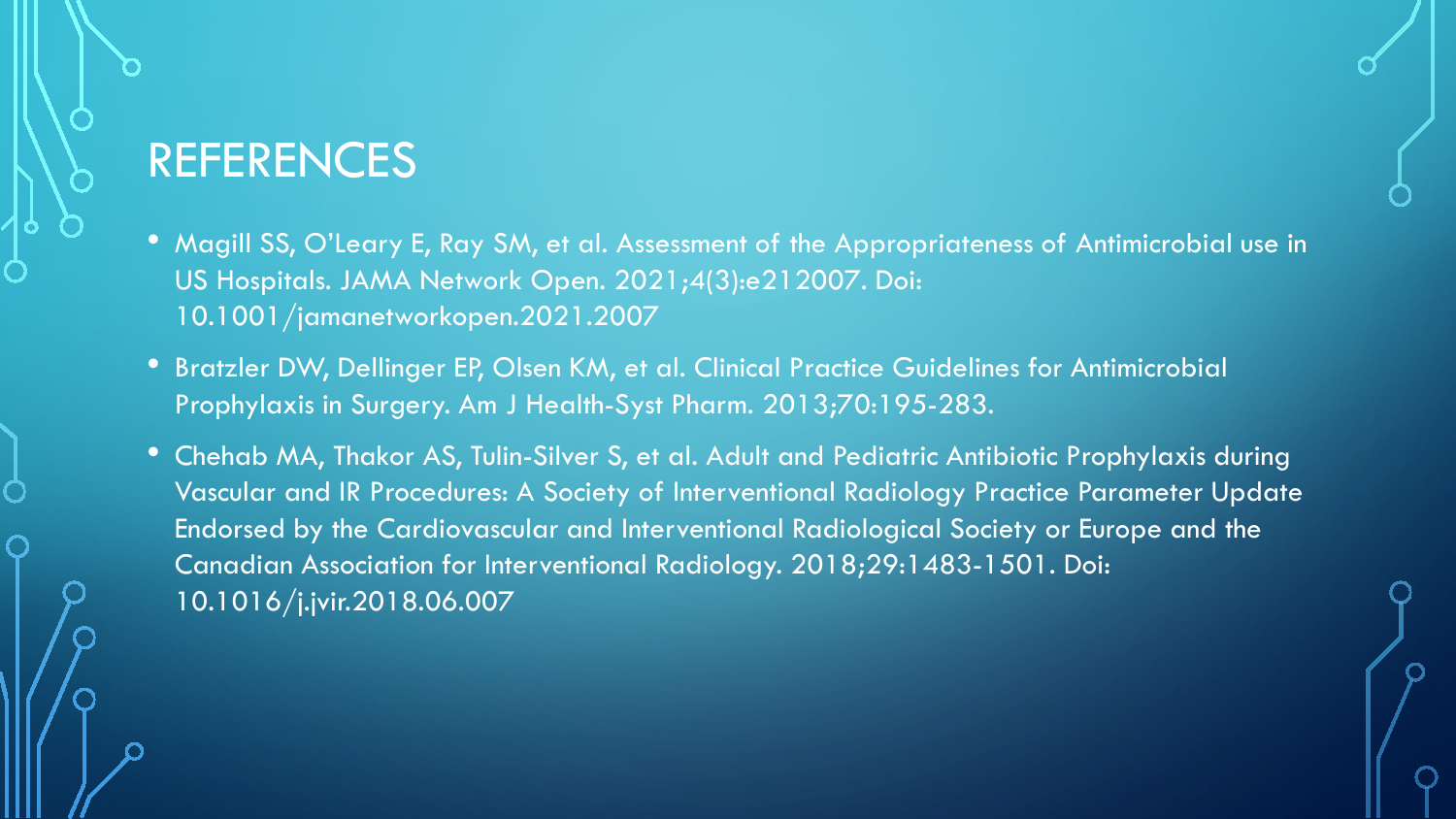# REFERENCES

- Magill SS, O'Leary E, Ray SM, et al. Assessment of the Appropriateness of Antimicrobial use in US Hospitals. JAMA Network Open. 2021;4(3):e212007. Doi: 10.1001/jamanetworkopen.2021.2007
- Bratzler DW, Dellinger EP, Olsen KM, et al. Clinical Practice Guidelines for Antimicrobial Prophylaxis in Surgery. Am J Health-Syst Pharm. 2013;70:195-283.
- Chehab MA, Thakor AS, Tulin-Silver S, et al. Adult and Pediatric Antibiotic Prophylaxis during Vascular and IR Procedures: A Society of Interventional Radiology Practice Parameter Update Endorsed by the Cardiovascular and Interventional Radiological Society or Europe and the Canadian Association for Interventional Radiology. 2018;29:1483-1501. Doi: 10.1016/j.jvir.2018.06.007